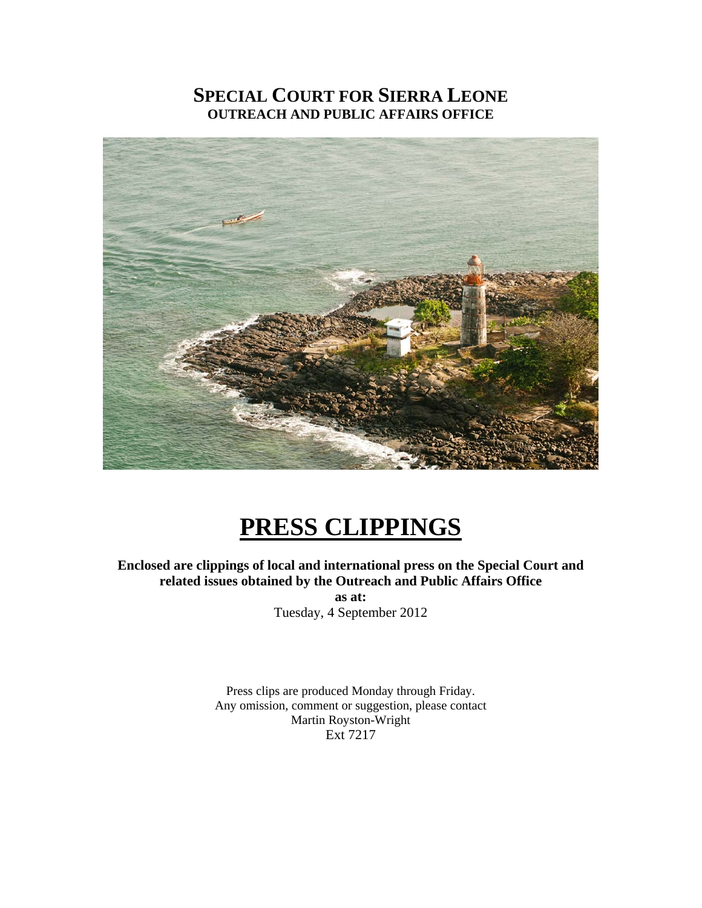# SPECIAL COURT FOR SIERRA LEONE

## OUTREACH AND PUBLIC AFFAIRS OFFICE

# PRESS CLIPPINGS

**Enclosed are clippings of local and international press on the Special Court and related issues obtained by the Outreach and Public Affairs Office as at:**

Tuesday, 4 September 2012

Press clips are produced Monday through Friday.
Any omission, comment or suggestion, please contact
Martin Royston-Wright
Ext 7217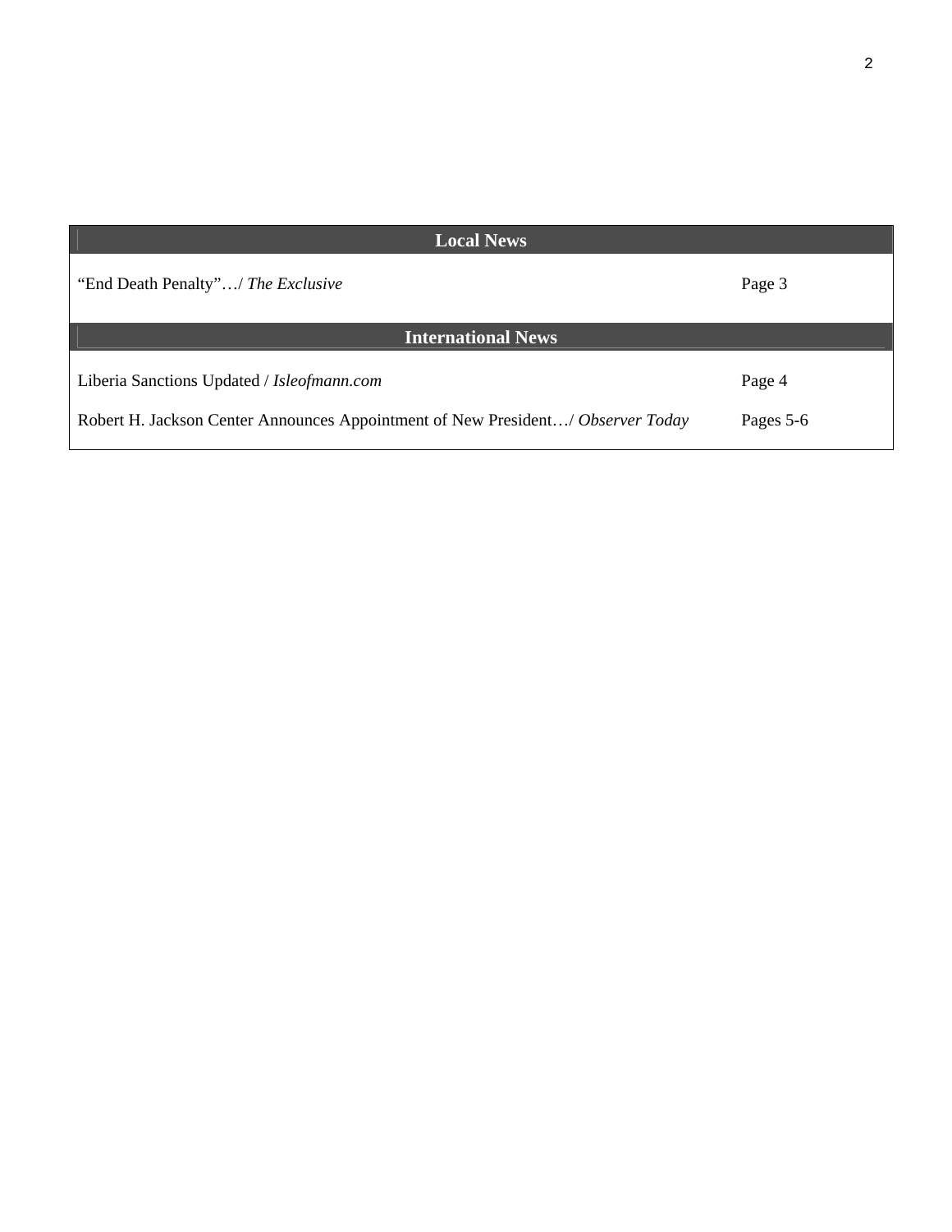| Local News | |
|---|---|
| “End Death Penalty”…/ *The Exclusive* | Page 3 |
| **International News** | |
| Liberia Sanctions Updated / *Isleofmann.com* | Page 4 |
| Robert H. Jackson Center Announces Appointment of New President…/ *Observer Today* | Pages 5-6 |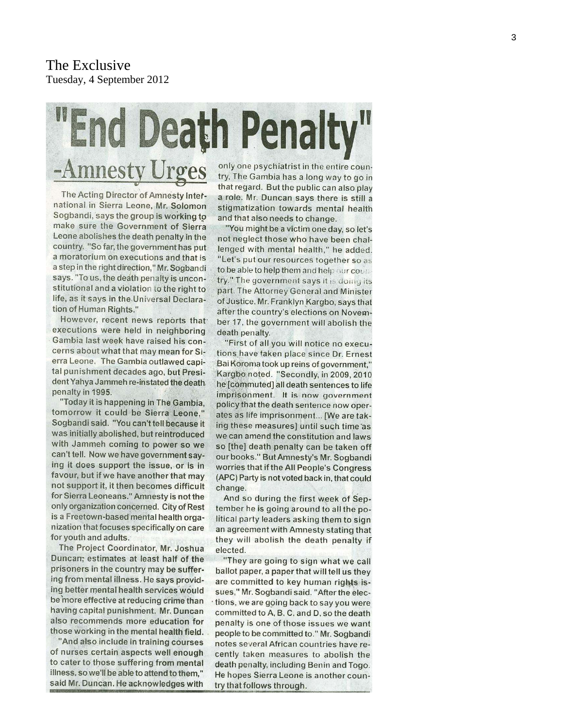The Exclusive
Tuesday, 4 September 2012

# "End Death Penalty"

## -Amnesty Urges

The Acting Director of Amnesty International in Sierra Leone, Mr. Solomon Sogbandi, says the group is working to make sure the Government of Sierra Leone abolishes the death penalty in the country. "So far, the government has put a moratorium on executions and that is a step in the right direction," Mr. Sogbandi says. "To us, the death penalty is unconstitutional and a violation to the right to life, as it says in the Universal Declaration of Human Rights."

However, recent news reports that executions were held in neighboring Gambia last week have raised his concerns about what that may mean for Sierra Leone. The Gambia outlawed capital punishment decades ago, but President Yahya Jammeh re-instated the death penalty in 1995.

"Today it is happening in The Gambia, tomorrow it could be Sierra Leone," Sogbandi said. "You can't tell because it was initially abolished, but reintroduced with Jammeh coming to power so we can't tell. Now we have government saying it does support the issue, or is in favour, but if we have another that may not support it, it then becomes difficult for Sierra Leoneans." Amnesty is not the only organization concerned. City of Rest is a Freetown-based mental health organization that focuses specifically on care for youth and adults.

The Project Coordinator, Mr. Joshua Duncan, estimates at least half of the prisoners in the country may be suffering from mental illness. He says providing better mental health services would be more effective at reducing crime than having capital punishment. Mr. Duncan also recommends more education for those working in the mental health field.

"And also include in training courses of nurses certain aspects well enough to cater to those suffering from mental illness, so we'll be able to attend to them," said Mr. Duncan. He acknowledges with only one psychiatrist in the entire country, The Gambia has a long way to go in that regard. But the public can also play a role. Mr. Duncan says there is still a stigmatization towards mental health and that also needs to change.

"You might be a victim one day, so let's not neglect those who have been challenged with mental health," he added. "Let's put our resources together so as to be able to help them and help our country." The government says it is doing its part. The Attorney General and Minister of Justice, Mr. Franklyn Kargbo, says that after the country's elections on November 17, the government will abolish the death penalty.

"First of all you will notice no executions have taken place since Dr. Ernest Bai Koroma took up reins of government," Kargbo noted. "Secondly, in 2009, 2010 he [commuted] all death sentences to life imprisonment. It is now government policy that the death sentence now operates as life imprisonment... [We are taking these measures] until such time as we can amend the constitution and laws so [the] death penalty can be taken off our books." But Amnesty's Mr. Sogbandi worries that if the All People's Congress (APC) Party is not voted back in, that could change.

And so during the first week of September he is going around to all the political party leaders asking them to sign an agreement with Amnesty stating that they will abolish the death penalty if elected.

"They are going to sign what we call ballot paper, a paper that will tell us they are committed to key human rights issues," Mr. Sogbandi said. "After the elections, we are going back to say you were committed to A, B, C, and D, so the death penalty is one of those issues we want people to be committed to." Mr. Sogbandi notes several African countries have recently taken measures to abolish the death penalty, including Benin and Togo. He hopes Sierra Leone is another country that follows through.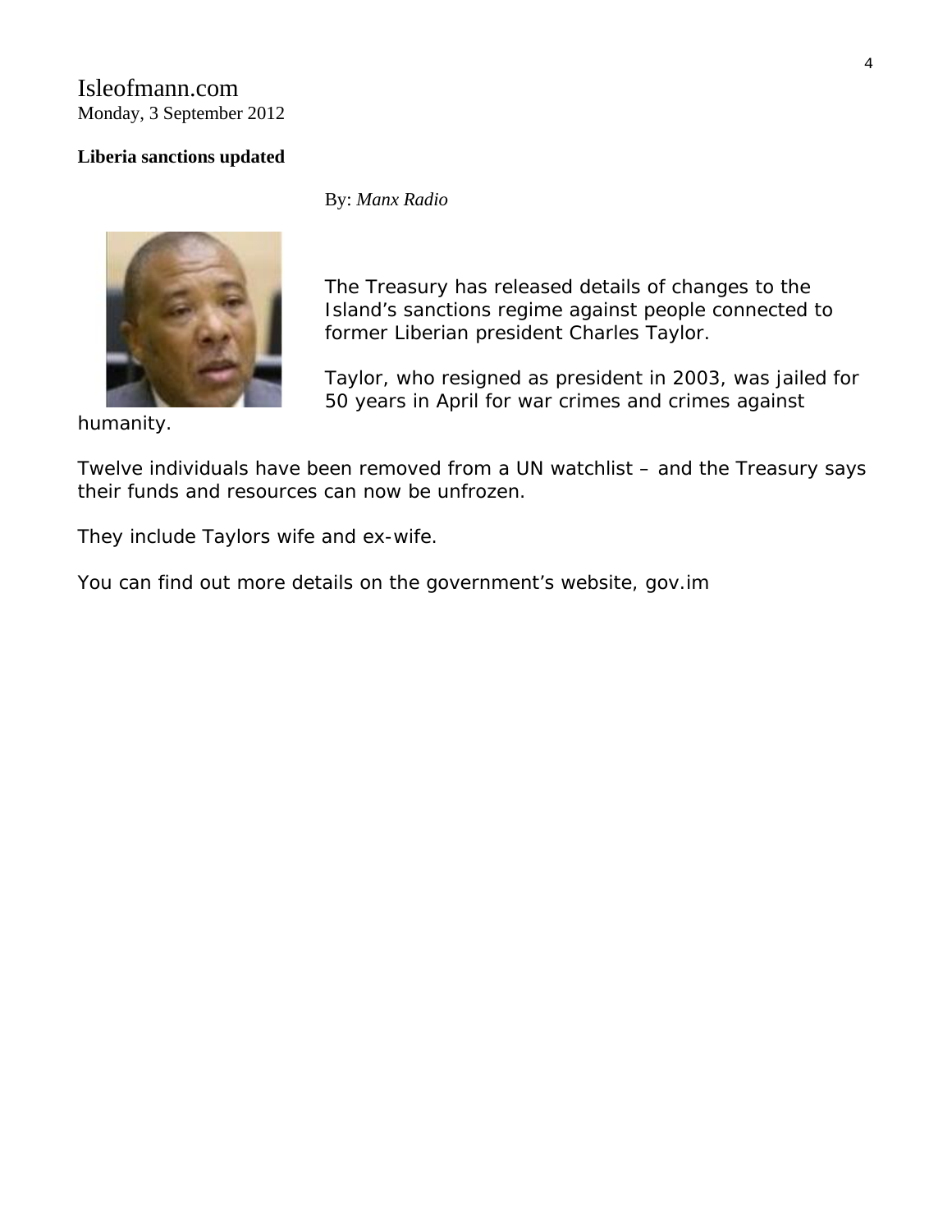Isleofmann.com
Monday, 3 September 2012

**Liberia sanctions updated**

By: *Manx Radio*

The Treasury has released details of changes to the Island's sanctions regime against people connected to former Liberian president Charles Taylor.

Taylor, who resigned as president in 2003, was jailed for 50 years in April for war crimes and crimes against humanity.

Twelve individuals have been removed from a UN watchlist – and the Treasury says their funds and resources can now be unfrozen.

They include Taylors wife and ex-wife.

You can find out more details on the government's website, gov.im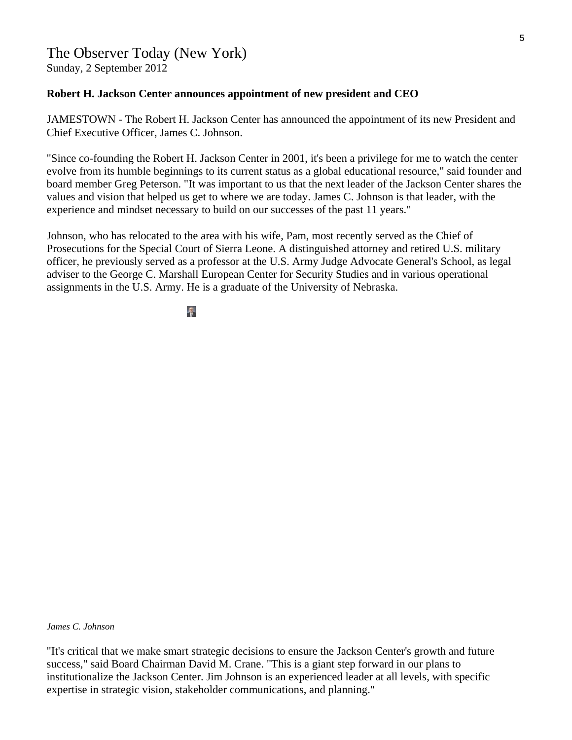The Observer Today (New York)
Sunday, 2 September 2012

**Robert H. Jackson Center announces appointment of new president and CEO**

JAMESTOWN - The Robert H. Jackson Center has announced the appointment of its new President and Chief Executive Officer, James C. Johnson.

"Since co-founding the Robert H. Jackson Center in 2001, it's been a privilege for me to watch the center evolve from its humble beginnings to its current status as a global educational resource," said founder and board member Greg Peterson. "It was important to us that the next leader of the Jackson Center shares the values and vision that helped us get to where we are today. James C. Johnson is that leader, with the experience and mindset necessary to build on our successes of the past 11 years."

Johnson, who has relocated to the area with his wife, Pam, most recently served as the Chief of Prosecutions for the Special Court of Sierra Leone. A distinguished attorney and retired U.S. military officer, he previously served as a professor at the U.S. Army Judge Advocate General's School, as legal adviser to the George C. Marshall European Center for Security Studies and in various operational assignments in the U.S. Army. He is a graduate of the University of Nebraska.

*James C. Johnson*

"It's critical that we make smart strategic decisions to ensure the Jackson Center's growth and future success," said Board Chairman David M. Crane. "This is a giant step forward in our plans to institutionalize the Jackson Center. Jim Johnson is an experienced leader at all levels, with specific expertise in strategic vision, stakeholder communications, and planning."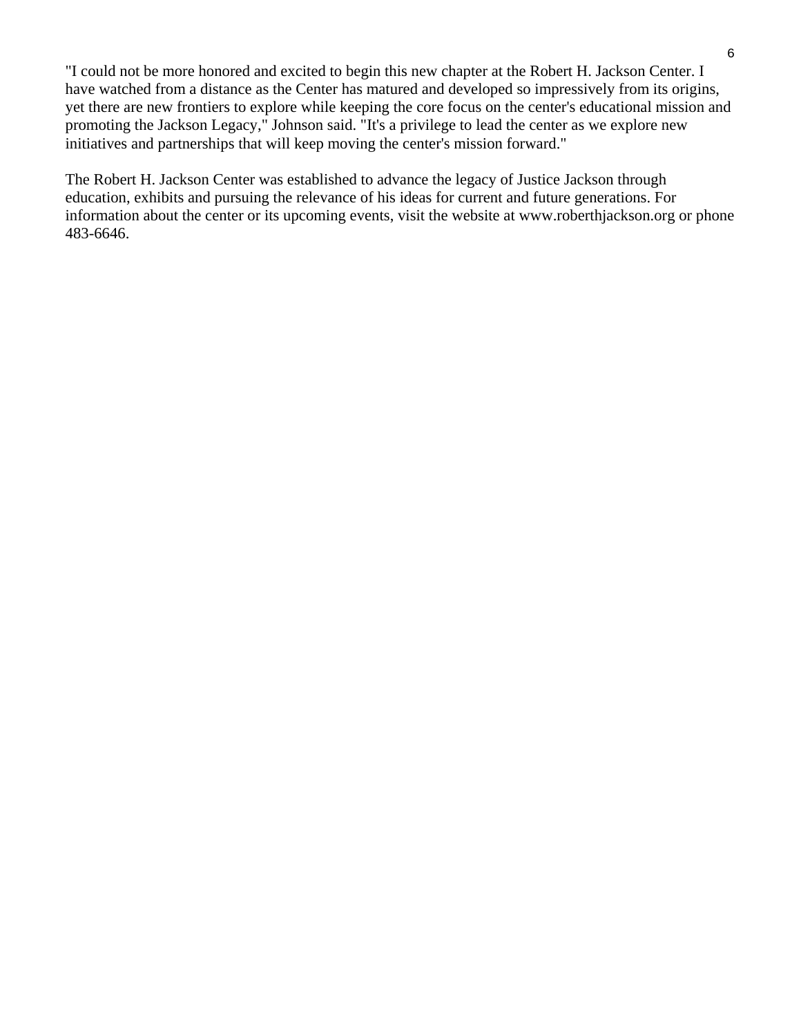"I could not be more honored and excited to begin this new chapter at the Robert H. Jackson Center. I have watched from a distance as the Center has matured and developed so impressively from its origins, yet there are new frontiers to explore while keeping the core focus on the center's educational mission and promoting the Jackson Legacy," Johnson said. "It's a privilege to lead the center as we explore new initiatives and partnerships that will keep moving the center's mission forward."

The Robert H. Jackson Center was established to advance the legacy of Justice Jackson through education, exhibits and pursuing the relevance of his ideas for current and future generations. For information about the center or its upcoming events, visit the website at www.roberthjackson.org or phone 483-6646.